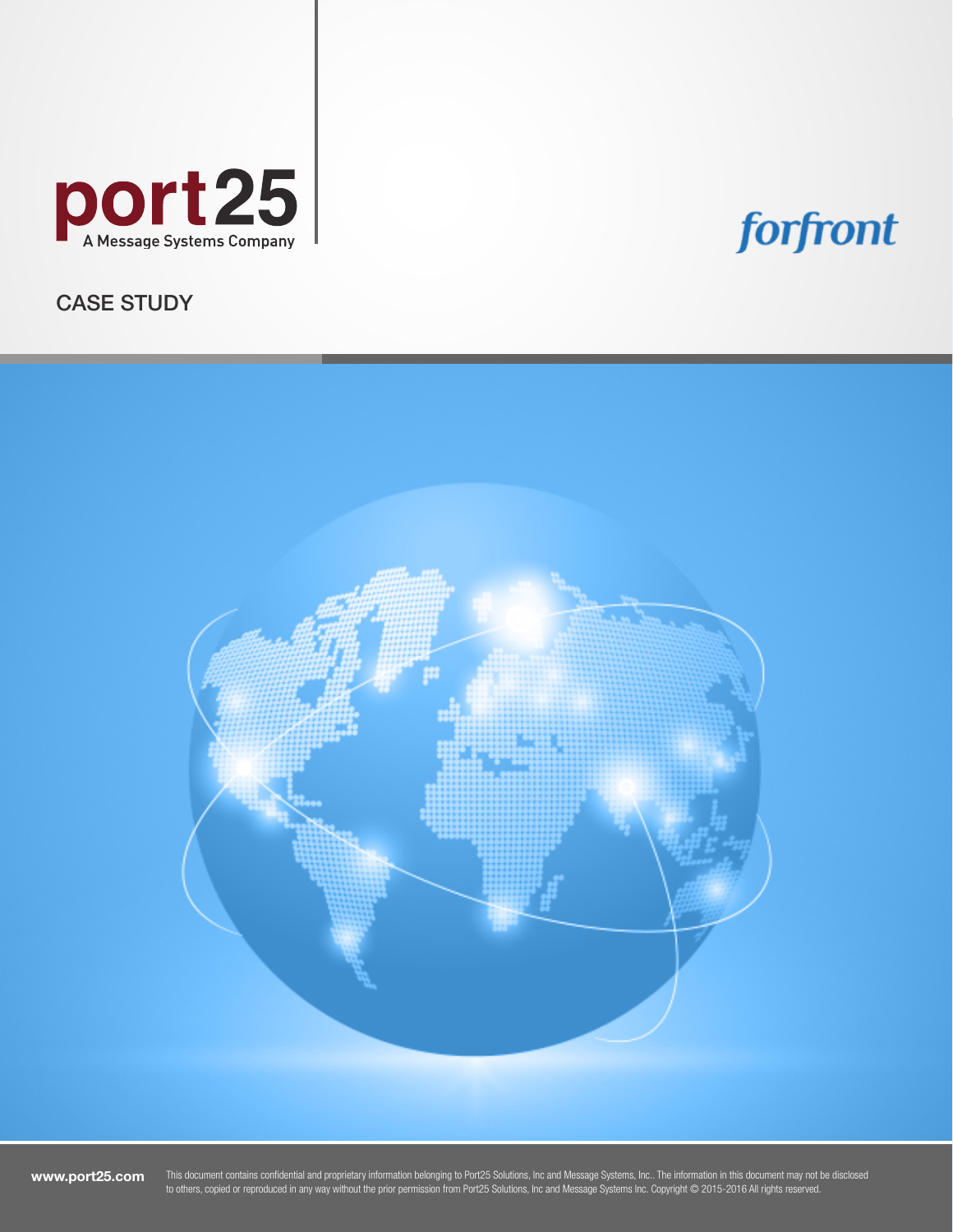port25

A Message Systems Company

forfront

# CASE STUDY

www.port25.com

This document contains confidential and proprietary information belonging to Port25 Solutions, Inc and Message Systems, Inc.. The information in this document may not be disclosed to others, copied or reproduced in any way without the prior permission from Port25 Solutions, Inc and Message Systems Inc. Copyright © 2015-2016 All rights reserved.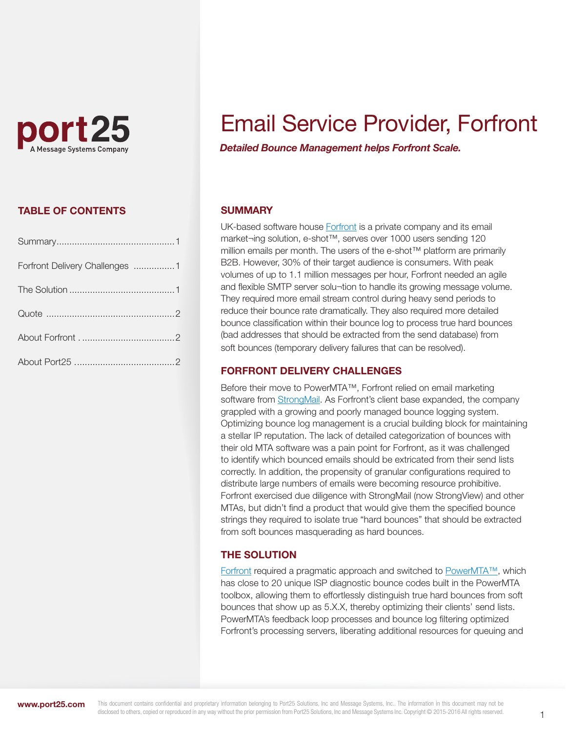port25

A Message Systems Company

# Email Service Provider, Forfront

***Detailed Bounce Management helps Forfront Scale.***

## TABLE OF CONTENTS

| | |
|---|---|
| Summary | 1 |
| Forfront Delivery Challenges | 1 |
| The Solution | 1 |
| Quote | 2 |
| About Forfront | 2 |
| About Port25 | 2 |

## SUMMARY

UK-based software house Forfront is a private company and its email market¬ing solution, e-shot™, serves over 1000 users sending 120 million emails per month. The users of the e-shot™ platform are primarily B2B. However, 30% of their target audience is consumers. With peak volumes of up to 1.1 million messages per hour, Forfront needed an agile and flexible SMTP server solu¬tion to handle its growing message volume. They required more email stream control during heavy send periods to reduce their bounce rate dramatically. They also required more detailed bounce classification within their bounce log to process true hard bounces (bad addresses that should be extracted from the send database) from soft bounces (temporary delivery failures that can be resolved).

## FORFRONT DELIVERY CHALLENGES

Before their move to PowerMTA™, Forfront relied on email marketing software from StrongMail. As Forfront's client base expanded, the company grappled with a growing and poorly managed bounce logging system. Optimizing bounce log management is a crucial building block for maintaining a stellar IP reputation. The lack of detailed categorization of bounces with their old MTA software was a pain point for Forfront, as it was challenged to identify which bounced emails should be extricated from their send lists correctly. In addition, the propensity of granular configurations required to distribute large numbers of emails were becoming resource prohibitive. Forfront exercised due diligence with StrongMail (now StrongView) and other MTAs, but didn't find a product that would give them the specified bounce strings they required to isolate true "hard bounces" that should be extracted from soft bounces masquerading as hard bounces.

## THE SOLUTION

Forfront required a pragmatic approach and switched to PowerMTA™, which has close to 20 unique ISP diagnostic bounce codes built in the PowerMTA toolbox, allowing them to effortlessly distinguish true hard bounces from soft bounces that show up as 5.X.X, thereby optimizing their clients' send lists. PowerMTA's feedback loop processes and bounce log filtering optimized Forfront's processing servers, liberating additional resources for queuing and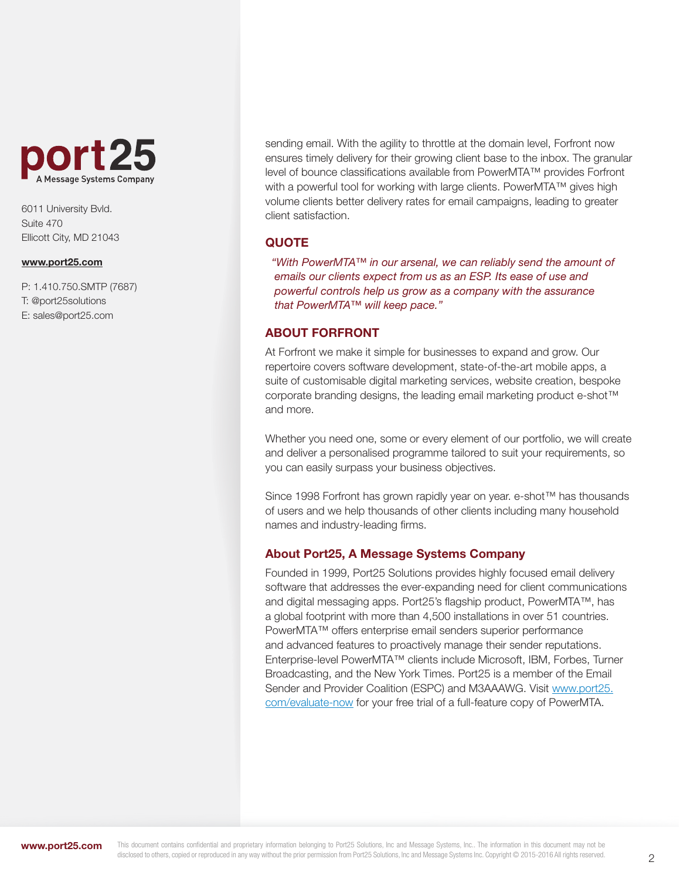**port25**
A Message Systems Company

6011 University Bvld.
Suite 470
Ellicott City, MD 21043

**www.port25.com**

P: 1.410.750.SMTP (7687)
T: @port25solutions
E: sales@port25.com

sending email. With the agility to throttle at the domain level, Forfront now ensures timely delivery for their growing client base to the inbox. The granular level of bounce classifications available from PowerMTA™ provides Forfront with a powerful tool for working with large clients. PowerMTA™ gives high volume clients better delivery rates for email campaigns, leading to greater client satisfaction.

## QUOTE

*"With PowerMTA™ in our arsenal, we can reliably send the amount of emails our clients expect from us as an ESP. Its ease of use and powerful controls help us grow as a company with the assurance that PowerMTA™ will keep pace."*

## ABOUT FORFRONT

At Forfront we make it simple for businesses to expand and grow. Our repertoire covers software development, state-of-the-art mobile apps, a suite of customisable digital marketing services, website creation, bespoke corporate branding designs, the leading email marketing product e-shot™ and more.

Whether you need one, some or every element of our portfolio, we will create and deliver a personalised programme tailored to suit your requirements, so you can easily surpass your business objectives.

Since 1998 Forfront has grown rapidly year on year. e-shot™ has thousands of users and we help thousands of other clients including many household names and industry-leading firms.

## About Port25, A Message Systems Company

Founded in 1999, Port25 Solutions provides highly focused email delivery software that addresses the ever-expanding need for client communications and digital messaging apps. Port25's flagship product, PowerMTA™, has a global footprint with more than 4,500 installations in over 51 countries. PowerMTA™ offers enterprise email senders superior performance and advanced features to proactively manage their sender reputations. Enterprise-level PowerMTA™ clients include Microsoft, IBM, Forbes, Turner Broadcasting, and the New York Times. Port25 is a member of the Email Sender and Provider Coalition (ESPC) and M3AAAWG. Visit www.port25.com/evaluate-now for your free trial of a full-feature copy of PowerMTA.

This document contains confidential and proprietary information belonging to Port25 Solutions, Inc and Message Systems, Inc.. The information in this document may not be disclosed to others, copied or reproduced in any way without the prior permission from Port25 Solutions, Inc and Message Systems Inc. Copyright © 2015-2016 All rights reserved.